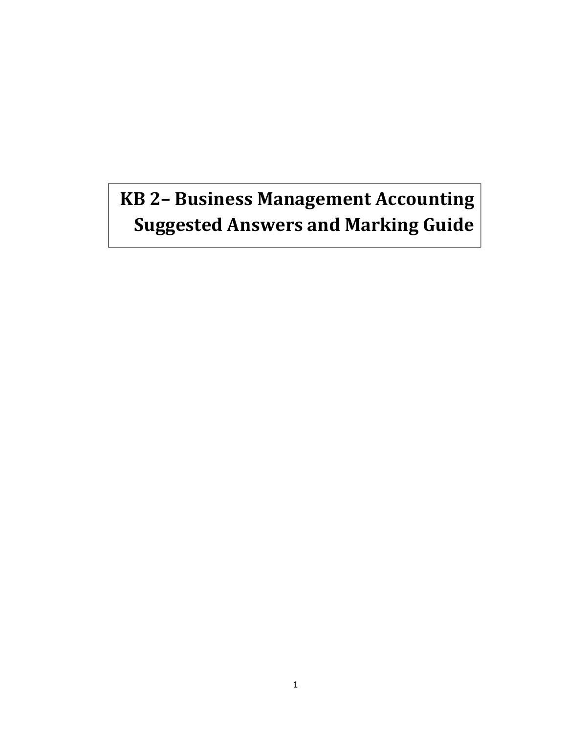# KB 2– Business Management Accounting Suggested Answers and Marking Guide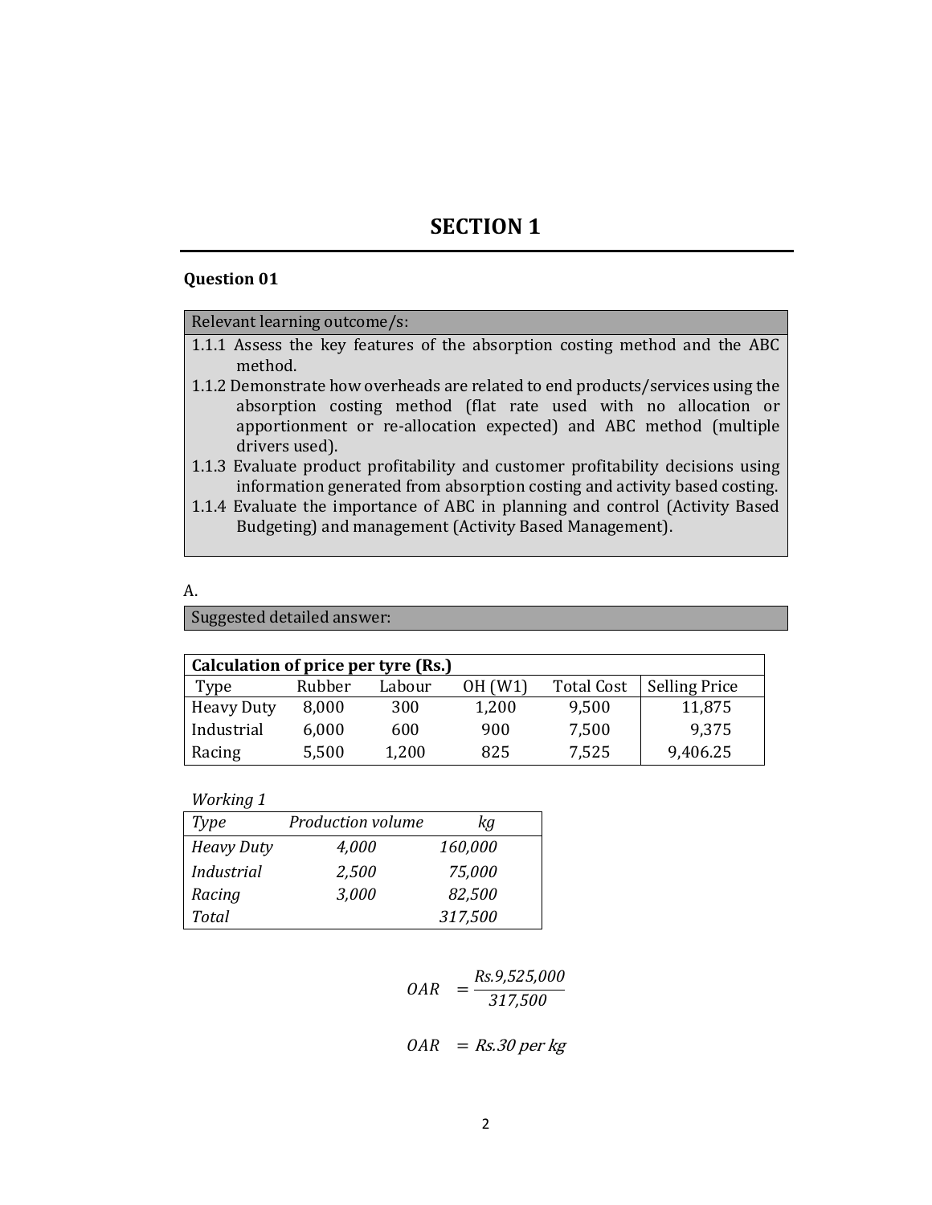# SECTION 1

**Question 01**

| Relevant learning outcome/s: |
|---|
| 1.1.1 Assess the key features of the absorption costing method and the ABC method. |
| 1.1.2 Demonstrate how overheads are related to end products/services using the absorption costing method (flat rate used with no allocation or apportionment or re-allocation expected) and ABC method (multiple drivers used). |
| 1.1.3 Evaluate product profitability and customer profitability decisions using information generated from absorption costing and activity based costing. |
| 1.1.4 Evaluate the importance of ABC in planning and control (Activity Based Budgeting) and management (Activity Based Management). |

A.

| Suggested detailed answer: |
|---|

**Calculation of price per tyre (Rs.)**

| Type | Rubber | Labour | OH (W1) | Total Cost | Selling Price |
|---|---|---|---|---|---|
| Heavy Duty | 8,000 | 300 | 1,200 | 9,500 | 11,875 |
| Industrial | 6,000 | 600 | 900 | 7,500 | 9,375 |
| Racing | 5,500 | 1,200 | 825 | 7,525 | 9,406.25 |

*Working 1*

| *Type* | *Production volume* | *kg* |
|---|---|---|
| *Heavy Duty* | *4,000* | *160,000* |
| *Industrial* | *2,500* | *75,000* |
| *Racing* | *3,000* | *82,500* |
| *Total* | | *317,500* |

$$OAR = \frac{Rs.9{,}525{,}000}{317{,}500}$$

$$OAR = Rs.30 \text{ per kg}$$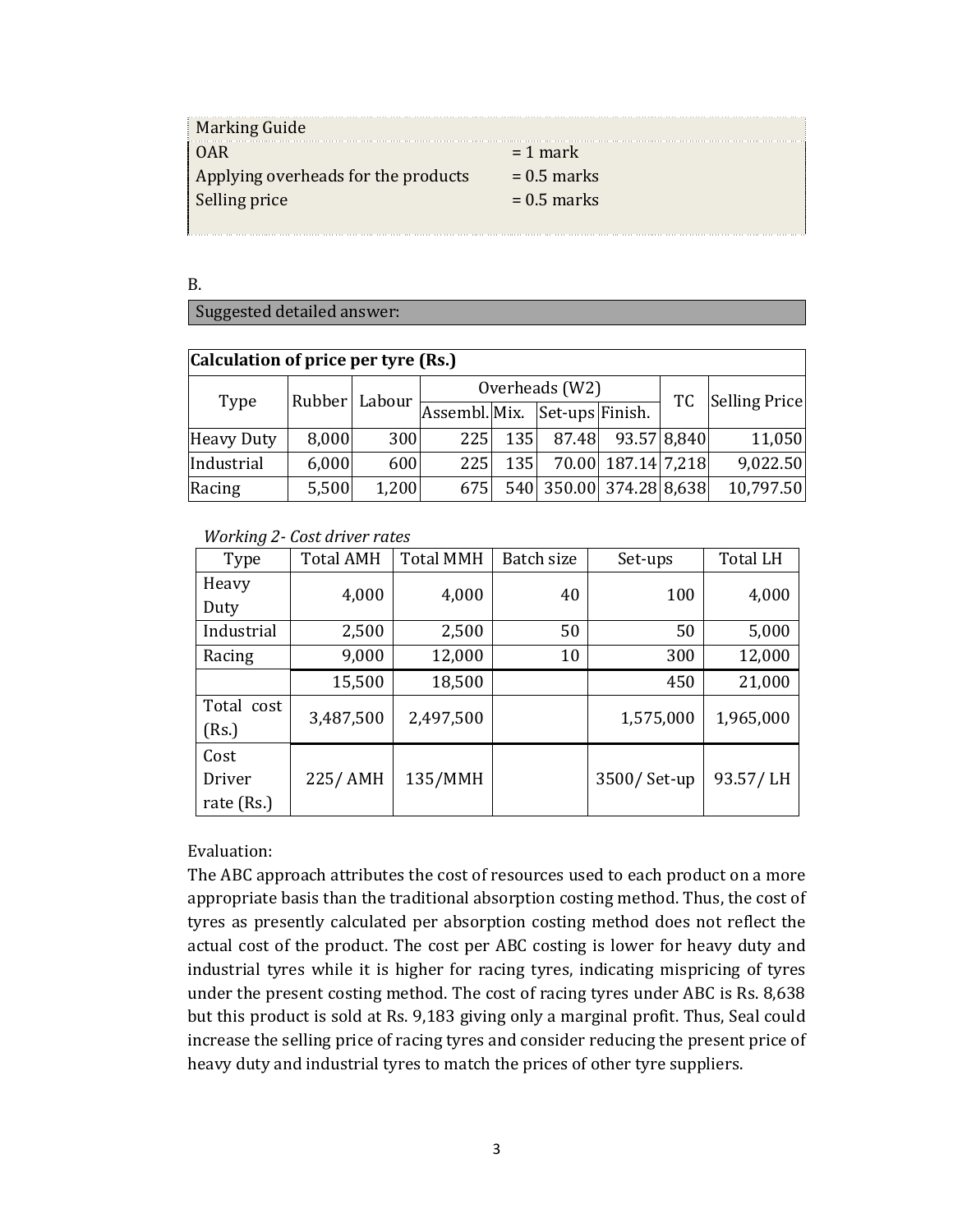| Marking Guide | |
|---|---|
| OAR | = 1 mark |
| Applying overheads for the products | = 0.5 marks |
| Selling price | = 0.5 marks |

B.

**Suggested detailed answer:**

| **Calculation of price per tyre (Rs.)** | | | | | | | | |
|---|---|---|---|---|---|---|---|---|
| Type | Rubber | Labour | Overheads (W2) | | | | TC | Selling Price |
| | | | Assembl. | Mix. | Set-ups | Finish. | | |
| Heavy Duty | 8,000 | 300 | 225 | 135 | 87.48 | 93.57 | 8,840 | 11,050 |
| Industrial | 6,000 | 600 | 225 | 135 | 70.00 | 187.14 | 7,218 | 9,022.50 |
| Racing | 5,500 | 1,200 | 675 | 540 | 350.00 | 374.28 | 8,638 | 10,797.50 |

*Working 2- Cost driver rates*

| Type | Total AMH | Total MMH | Batch size | Set-ups | Total LH |
|---|---|---|---|---|---|
| Heavy Duty | 4,000 | 4,000 | 40 | 100 | 4,000 |
| Industrial | 2,500 | 2,500 | 50 | 50 | 5,000 |
| Racing | 9,000 | 12,000 | 10 | 300 | 12,000 |
| | 15,500 | 18,500 | | 450 | 21,000 |
| Total cost (Rs.) | 3,487,500 | 2,497,500 | | 1,575,000 | 1,965,000 |
| Cost Driver rate (Rs.) | 225/ AMH | 135/MMH | | 3500/ Set-up | 93.57/ LH |

Evaluation:

The ABC approach attributes the cost of resources used to each product on a more appropriate basis than the traditional absorption costing method. Thus, the cost of tyres as presently calculated per absorption costing method does not reflect the actual cost of the product. The cost per ABC costing is lower for heavy duty and industrial tyres while it is higher for racing tyres, indicating mispricing of tyres under the present costing method. The cost of racing tyres under ABC is Rs. 8,638 but this product is sold at Rs. 9,183 giving only a marginal profit. Thus, Seal could increase the selling price of racing tyres and consider reducing the present price of heavy duty and industrial tyres to match the prices of other tyre suppliers.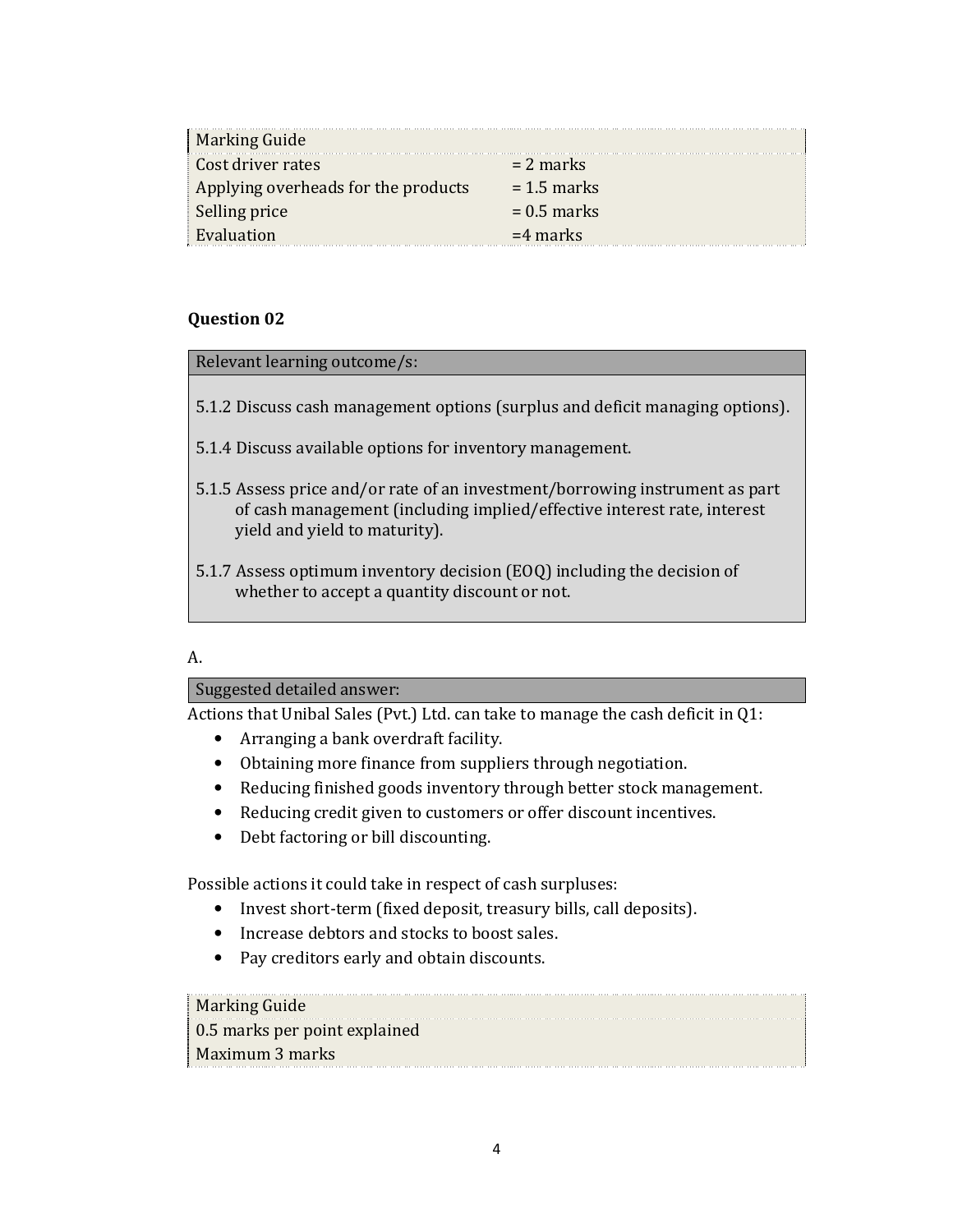| Marking Guide | |
|---|---|
| Cost driver rates | = 2 marks |
| Applying overheads for the products | = 1.5 marks |
| Selling price | = 0.5 marks |
| Evaluation | =4 marks |

### Question 02

| Relevant learning outcome/s: |
|---|
| 5.1.2 Discuss cash management options (surplus and deficit managing options). |
| 5.1.4 Discuss available options for inventory management. |
| 5.1.5 Assess price and/or rate of an investment/borrowing instrument as part of cash management (including implied/effective interest rate, interest yield and yield to maturity). |
| 5.1.7 Assess optimum inventory decision (EOQ) including the decision of whether to accept a quantity discount or not. |

A.

| Suggested detailed answer: |
|---|

Actions that Unibal Sales (Pvt.) Ltd. can take to manage the cash deficit in Q1:

- Arranging a bank overdraft facility.
- Obtaining more finance from suppliers through negotiation.
- Reducing finished goods inventory through better stock management.
- Reducing credit given to customers or offer discount incentives.
- Debt factoring or bill discounting.

Possible actions it could take in respect of cash surpluses:

- Invest short-term (fixed deposit, treasury bills, call deposits).
- Increase debtors and stocks to boost sales.
- Pay creditors early and obtain discounts.

| Marking Guide |
|---|
| 0.5 marks per point explained |
| Maximum 3 marks |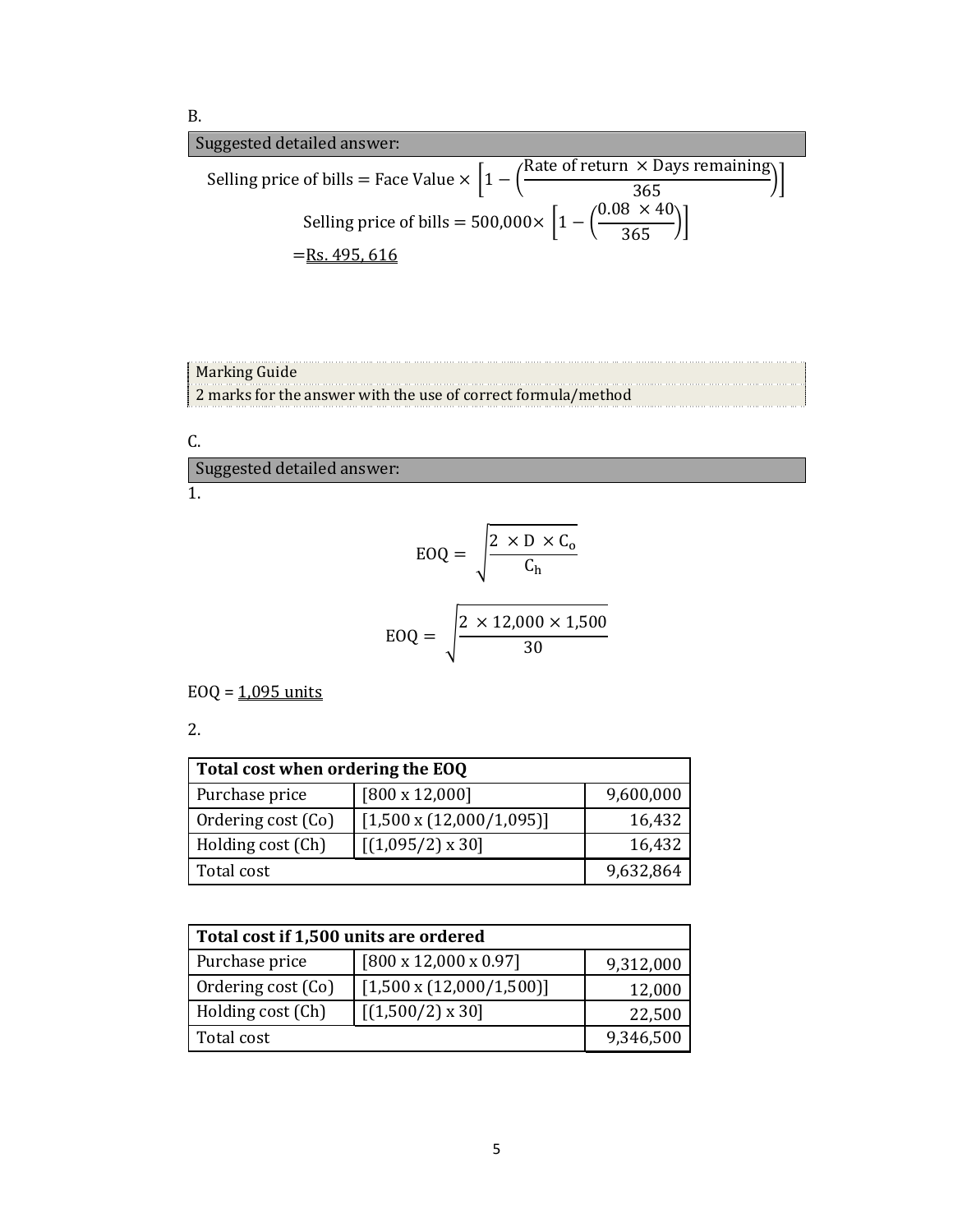B.

| Suggested detailed answer: |
|---|

$$\text{Selling price of bills} = \text{Face Value} \times \left[1 - \left(\frac{\text{Rate of return } \times \text{Days remaining}}{365}\right)\right]$$

$$\text{Selling price of bills} = 500{,}000 \times \left[1 - \left(\frac{0.08 \ \times 40}{365}\right)\right]$$

=Rs. 495, 616

| Marking Guide |
|---|
| 2 marks for the answer with the use of correct formula/method |

C.

| Suggested detailed answer: |
|---|

1.

$$\text{EOQ} = \sqrt{\frac{2 \ \times \text{D} \ \times \text{C}_\text{o}}{\text{C}_\text{h}}}$$

$$\text{EOQ} = \sqrt{\frac{2 \ \times 12{,}000 \times 1{,}500}{30}}$$

EOQ = 1,095 units

2.

| Total cost when ordering the EOQ | | |
|---|---|---|
| Purchase price | [800 x 12,000] | 9,600,000 |
| Ordering cost (Co) | [1,500 x (12,000/1,095)] | 16,432 |
| Holding cost (Ch) | [(1,095/2) x 30] | 16,432 |
| Total cost | | 9,632,864 |

| Total cost if 1,500 units are ordered | | |
|---|---|---|
| Purchase price | [800 x 12,000 x 0.97] | 9,312,000 |
| Ordering cost (Co) | [1,500 x (12,000/1,500)] | 12,000 |
| Holding cost (Ch) | [(1,500/2) x 30] | 22,500 |
| Total cost | | 9,346,500 |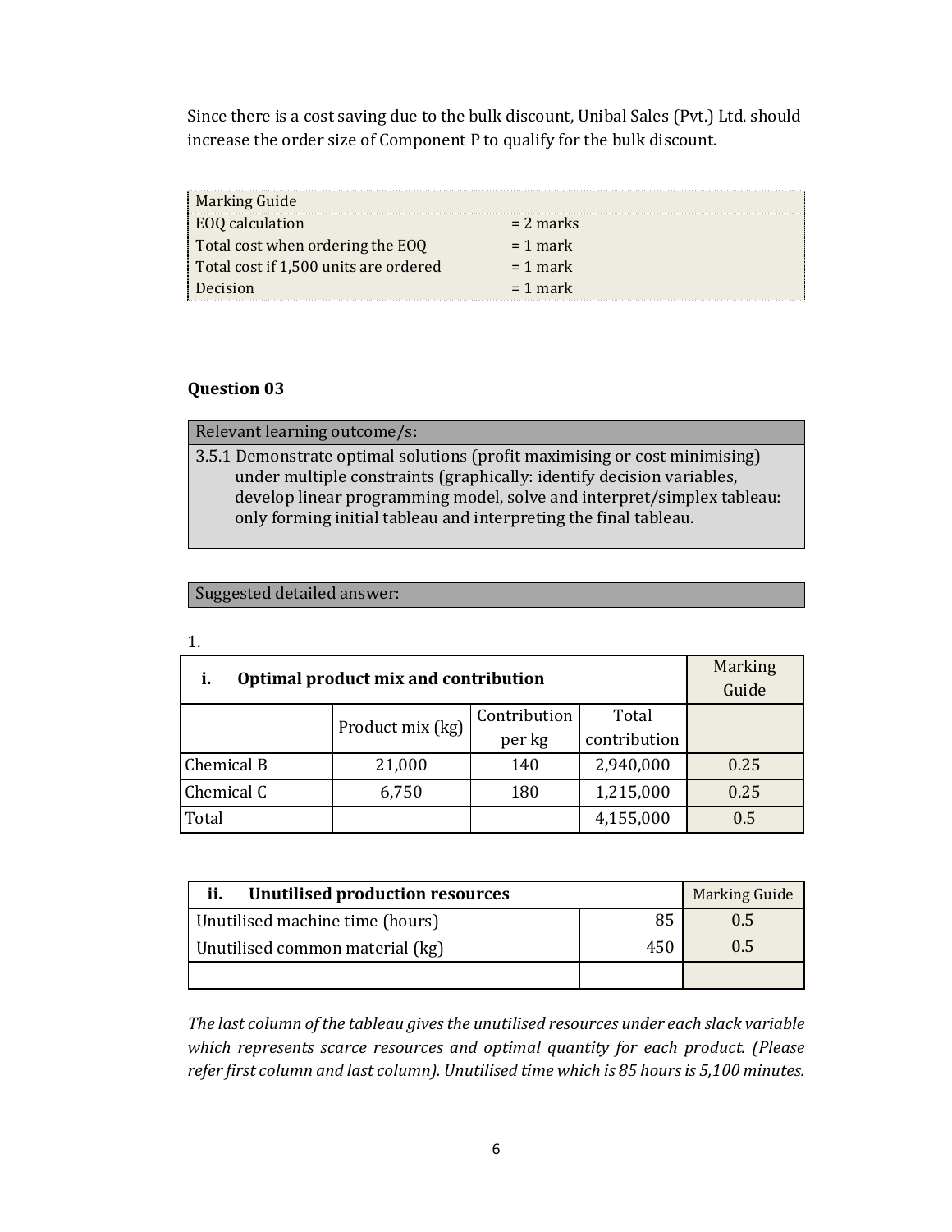Since there is a cost saving due to the bulk discount, Unibal Sales (Pvt.) Ltd. should increase the order size of Component P to qualify for the bulk discount.

| Marking Guide | |
|---|---|
| EOQ calculation | = 2 marks |
| Total cost when ordering the EOQ | = 1 mark |
| Total cost if 1,500 units are ordered | = 1 mark |
| Decision | = 1 mark |

### Question 03

| Relevant learning outcome/s: |
|---|
| 3.5.1 Demonstrate optimal solutions (profit maximising or cost minimising) under multiple constraints (graphically: identify decision variables, develop linear programming model, solve and interpret/simplex tableau: only forming initial tableau and interpreting the final tableau. |

| Suggested detailed answer: |
|---|

1.

| **i. Optimal product mix and contribution** | | | | Marking Guide |
|---|---|---|---|---|
| | Product mix (kg) | Contribution per kg | Total contribution | |
| Chemical B | 21,000 | 140 | 2,940,000 | 0.25 |
| Chemical C | 6,750 | 180 | 1,215,000 | 0.25 |
| Total | | | 4,155,000 | 0.5 |

| **ii. Unutilised production resources** | | Marking Guide |
|---|---|---|
| Unutilised machine time (hours) | 85 | 0.5 |
| Unutilised common material (kg) | 450 | 0.5 |
| | | |

*The last column of the tableau gives the unutilised resources under each slack variable which represents scarce resources and optimal quantity for each product. (Please refer first column and last column). Unutilised time which is 85 hours is 5,100 minutes.*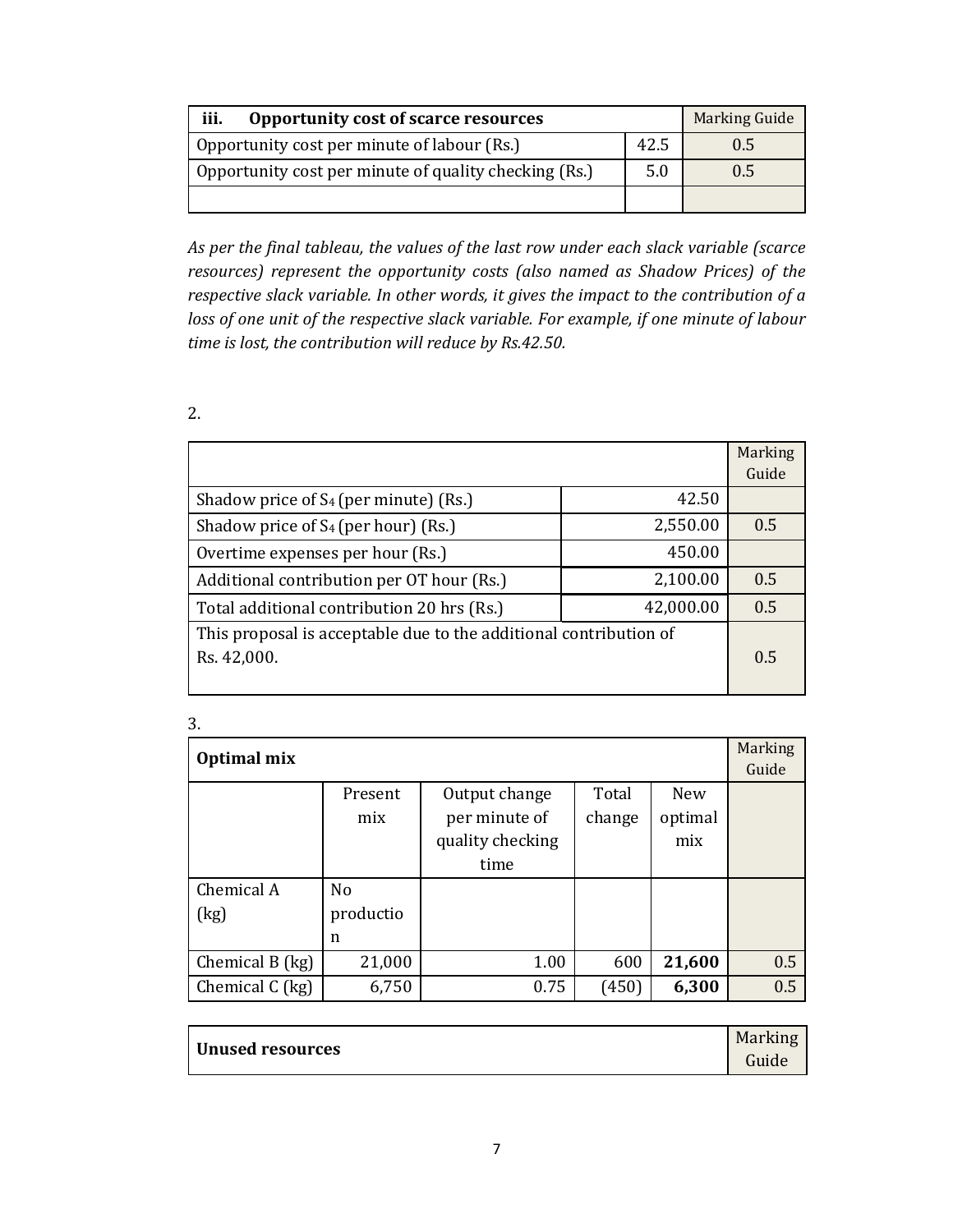| iii. **Opportunity cost of scarce resources** | | Marking Guide |
|---|---|---|
| Opportunity cost per minute of labour (Rs.) | 42.5 | 0.5 |
| Opportunity cost per minute of quality checking (Rs.) | 5.0 | 0.5 |
| | | |

*As per the final tableau, the values of the last row under each slack variable (scarce resources) represent the opportunity costs (also named as Shadow Prices) of the respective slack variable. In other words, it gives the impact to the contribution of a loss of one unit of the respective slack variable. For example, if one minute of labour time is lost, the contribution will reduce by Rs.42.50.*

2.

| | | Marking Guide |
|---|---|---|
| Shadow price of $S_4$ (per minute) (Rs.) | 42.50 | |
| Shadow price of $S_4$ (per hour) (Rs.) | 2,550.00 | 0.5 |
| Overtime expenses per hour (Rs.) | 450.00 | |
| Additional contribution per OT hour (Rs.) | 2,100.00 | 0.5 |
| Total additional contribution 20 hrs (Rs.) | 42,000.00 | 0.5 |
| This proposal is acceptable due to the additional contribution of Rs. 42,000. | | 0.5 |

3.

| **Optimal mix** | | | | | Marking Guide |
|---|---|---|---|---|---|
| | Present mix | Output change per minute of quality checking time | Total change | New optimal mix | |
| Chemical A (kg) | No production | | | | |
| Chemical B (kg) | 21,000 | 1.00 | 600 | **21,600** | 0.5 |
| Chemical C (kg) | 6,750 | 0.75 | (450) | **6,300** | 0.5 |

| **Unused resources** | Marking Guide |
|---|---|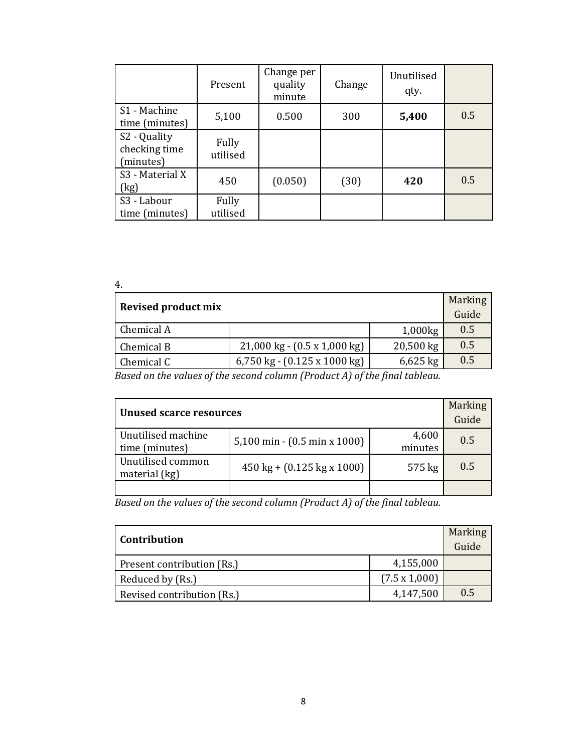| | Present | Change per quality minute | Change | Unutilised qty. | |
|---|---|---|---|---|---|
| S1 - Machine time (minutes) | 5,100 | 0.500 | 300 | **5,400** | 0.5 |
| S2 - Quality checking time (minutes) | Fully utilised | | | | |
| S3 - Material X (kg) | 450 | (0.050) | (30) | **420** | 0.5 |
| S3 - Labour time (minutes) | Fully utilised | | | | |

4.

| **Revised product mix** | | | Marking Guide |
|---|---|---|---|
| Chemical A | | 1,000kg | 0.5 |
| Chemical B | 21,000 kg - (0.5 x 1,000 kg) | 20,500 kg | 0.5 |
| Chemical C | 6,750 kg - (0.125 x 1000 kg) | 6,625 kg | 0.5 |

*Based on the values of the second column (Product A) of the final tableau.*

| **Unused scarce resources** | | | Marking Guide |
|---|---|---|---|
| Unutilised machine time (minutes) | 5,100 min - (0.5 min x 1000) | 4,600 minutes | 0.5 |
| Unutilised common material (kg) | 450 kg + (0.125 kg x 1000) | 575 kg | 0.5 |
| | | | |

*Based on the values of the second column (Product A) of the final tableau.*

| **Contribution** | | Marking Guide |
|---|---|---|
| Present contribution (Rs.) | 4,155,000 | |
| Reduced by (Rs.) | (7.5 x 1,000) | |
| Revised contribution (Rs.) | 4,147,500 | 0.5 |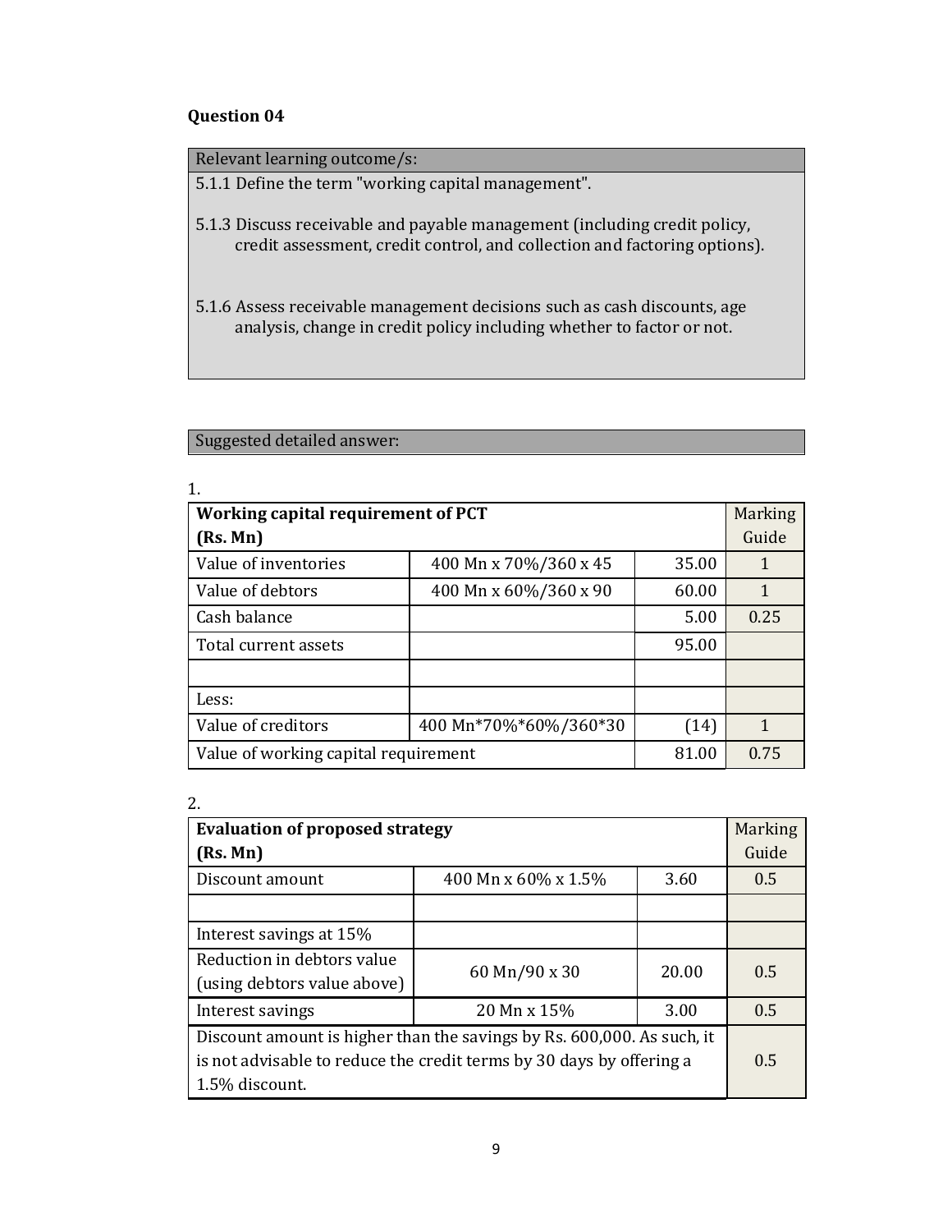**Question 04**

| Relevant learning outcome/s: |
|---|
| 5.1.1 Define the term "working capital management". |
| 5.1.3 Discuss receivable and payable management (including credit policy, credit assessment, credit control, and collection and factoring options). |
| 5.1.6 Assess receivable management decisions such as cash discounts, age analysis, change in credit policy including whether to factor or not. |

| Suggested detailed answer: |
|---|

1.

| **Working capital requirement of PCT (Rs. Mn)** | | | Marking Guide |
|---|---|---|---|
| Value of inventories | 400 Mn x 70%/360 x 45 | 35.00 | 1 |
| Value of debtors | 400 Mn x 60%/360 x 90 | 60.00 | 1 |
| Cash balance | | 5.00 | 0.25 |
| Total current assets | | 95.00 | |
| | | | |
| Less: | | | |
| Value of creditors | 400 Mn*70%*60%/360*30 | (14) | 1 |
| Value of working capital requirement | | 81.00 | 0.75 |

2.

| **Evaluation of proposed strategy (Rs. Mn)** | | | Marking Guide |
|---|---|---|---|
| Discount amount | 400 Mn x 60% x 1.5% | 3.60 | 0.5 |
| | | | |
| Interest savings at 15% | | | |
| Reduction in debtors value (using debtors value above) | 60 Mn/90 x 30 | 20.00 | 0.5 |
| Interest savings | 20 Mn x 15% | 3.00 | 0.5 |
| Discount amount is higher than the savings by Rs. 600,000. As such, it is not advisable to reduce the credit terms by 30 days by offering a 1.5% discount. | | | 0.5 |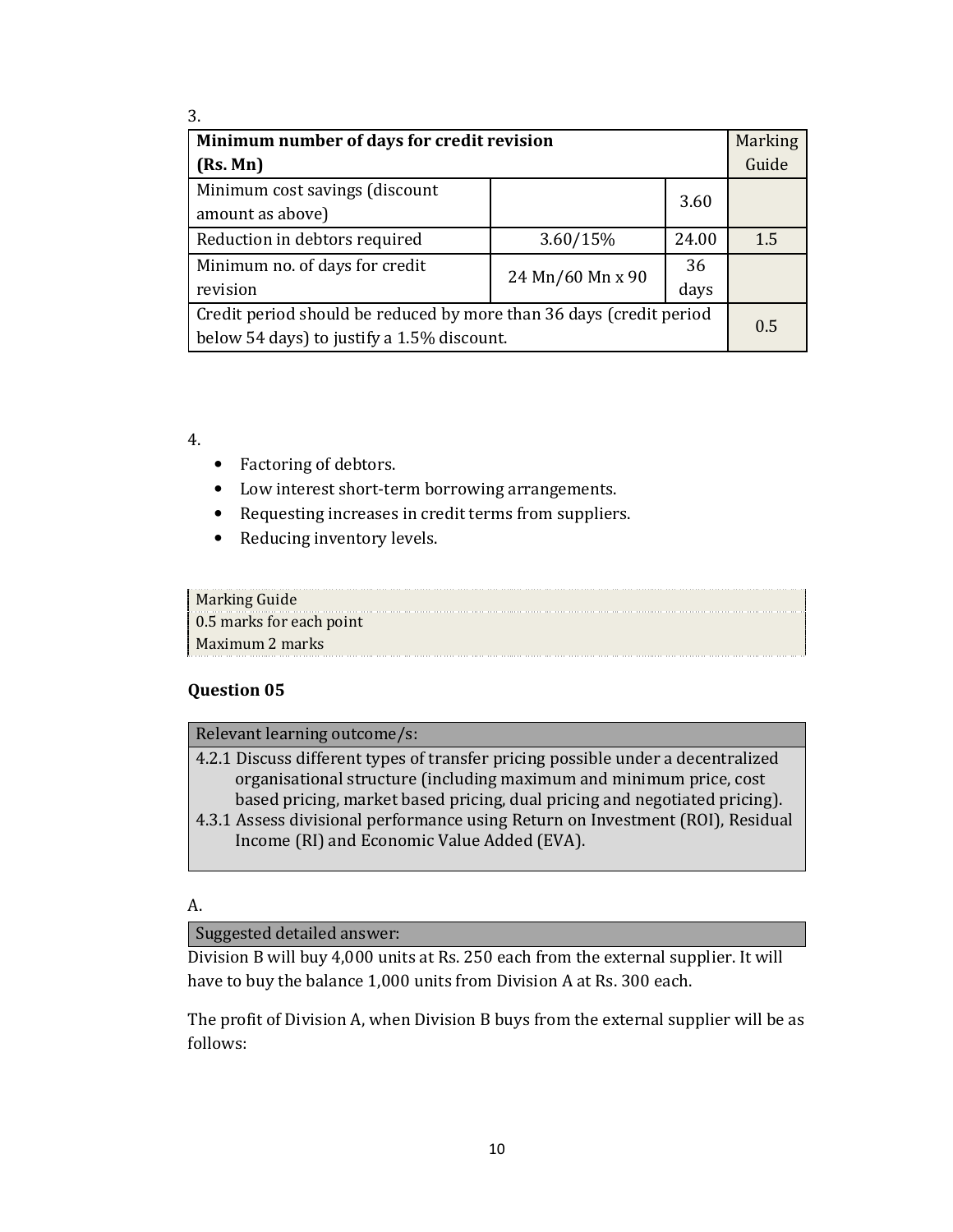3.

| Minimum number of days for credit revision (Rs. Mn) | | | Marking Guide |
|---|---|---|---|
| Minimum cost savings (discount amount as above) | | 3.60 | |
| Reduction in debtors required | 3.60/15% | 24.00 | 1.5 |
| Minimum no. of days for credit revision | 24 Mn/60 Mn x 90 | 36 days | |
| Credit period should be reduced by more than 36 days (credit period below 54 days) to justify a 1.5% discount. | | | 0.5 |

4.

- Factoring of debtors.
- Low interest short-term borrowing arrangements.
- Requesting increases in credit terms from suppliers.
- Reducing inventory levels.

| Marking Guide |
|---|
| 0.5 marks for each point |
| Maximum 2 marks |

## Question 05

| Relevant learning outcome/s: |
|---|
| 4.2.1 Discuss different types of transfer pricing possible under a decentralized organisational structure (including maximum and minimum price, cost based pricing, market based pricing, dual pricing and negotiated pricing). 4.3.1 Assess divisional performance using Return on Investment (ROI), Residual Income (RI) and Economic Value Added (EVA). |

A.

| Suggested detailed answer: |
|---|

Division B will buy 4,000 units at Rs. 250 each from the external supplier. It will have to buy the balance 1,000 units from Division A at Rs. 300 each.

The profit of Division A, when Division B buys from the external supplier will be as follows: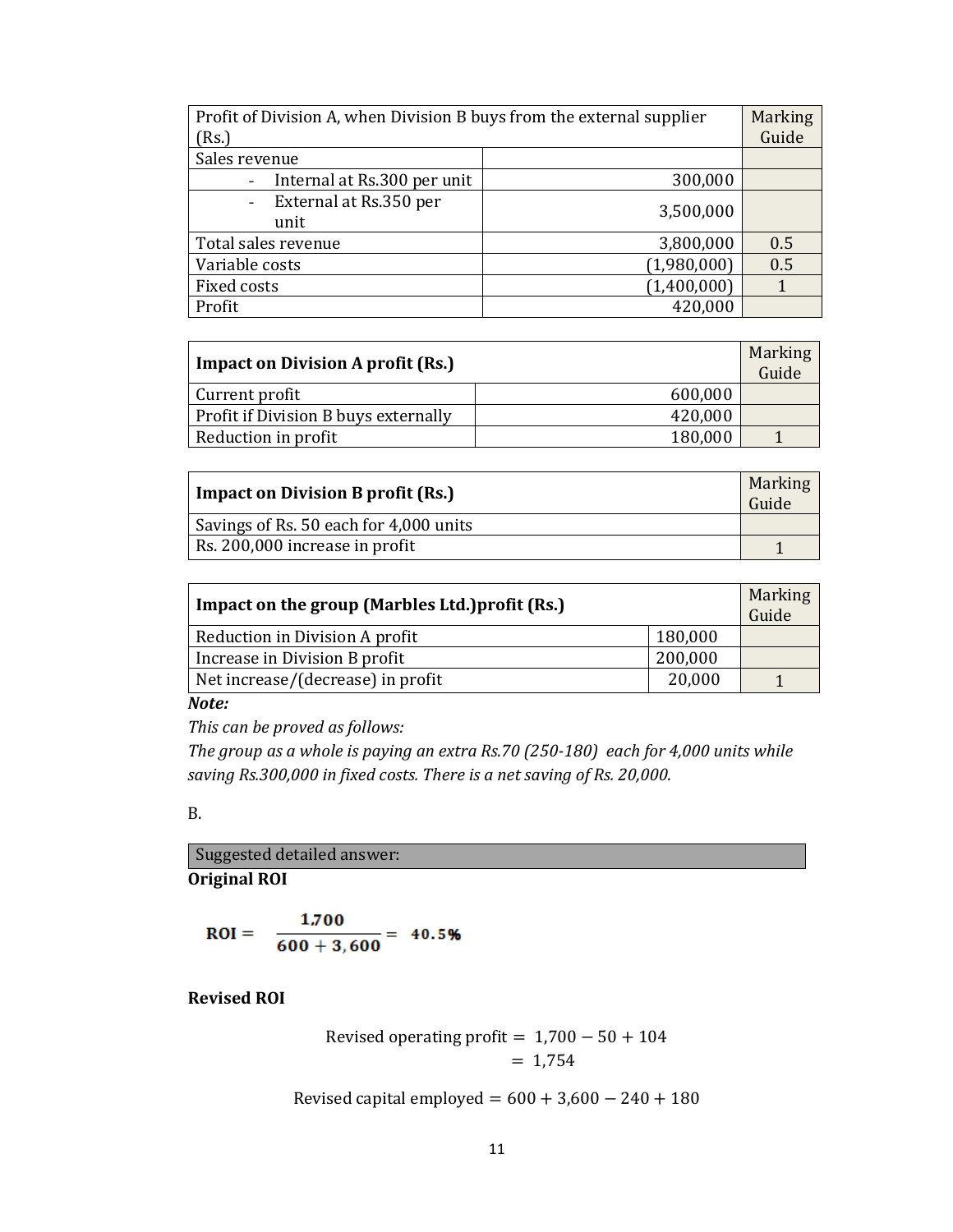| Profit of Division A, when Division B buys from the external supplier (Rs.) | | Marking Guide |
|---|---|---|
| Sales revenue | | |
| - Internal at Rs.300 per unit | 300,000 | |
| - External at Rs.350 per unit | 3,500,000 | |
| Total sales revenue | 3,800,000 | 0.5 |
| Variable costs | (1,980,000) | 0.5 |
| Fixed costs | (1,400,000) | 1 |
| Profit | 420,000 | |

| **Impact on Division A profit (Rs.)** | | Marking Guide |
|---|---|---|
| Current profit | 600,000 | |
| Profit if Division B buys externally | 420,000 | |
| Reduction in profit | 180,000 | 1 |

| **Impact on Division B profit (Rs.)** | Marking Guide |
|---|---|
| Savings of Rs. 50 each for 4,000 units | |
| Rs. 200,000 increase in profit | 1 |

| **Impact on the group (Marbles Ltd.)profit (Rs.)** | | Marking Guide |
|---|---|---|
| Reduction in Division A profit | 180,000 | |
| Increase in Division B profit | 200,000 | |
| Net increase/(decrease) in profit | 20,000 | 1 |

***Note:***

*This can be proved as follows:*

*The group as a whole is paying an extra Rs.70 (250-180) each for 4,000 units while saving Rs.300,000 in fixed costs. There is a net saving of Rs. 20,000.*

B.

Suggested detailed answer:

**Original ROI**

$$\text{ROI} = \frac{1{,}700}{600 + 3{,}600} = 40.5\%$$

**Revised ROI**

$$\text{Revised operating profit} = 1{,}700 - 50 + 104$$
$$= 1{,}754$$

$$\text{Revised capital employed} = 600 + 3{,}600 - 240 + 180$$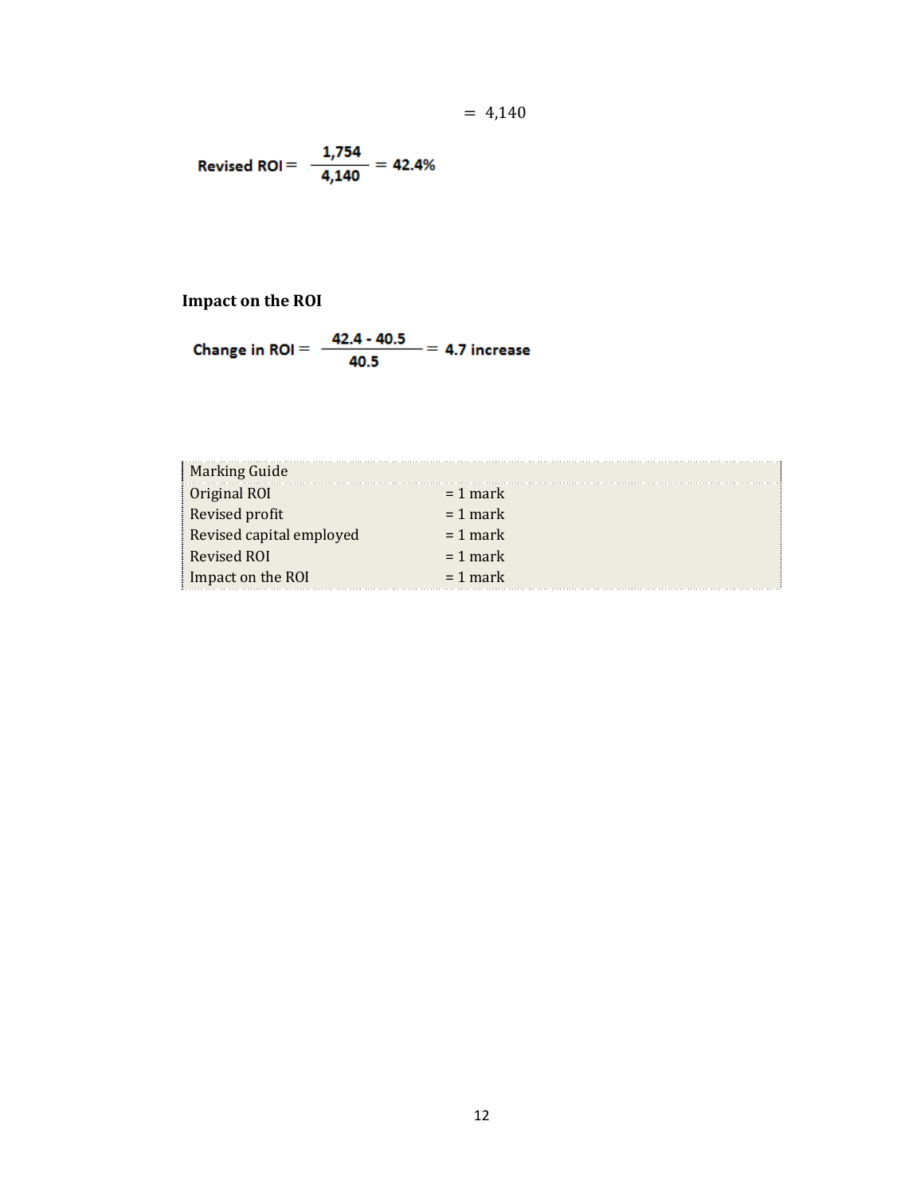$$= 4{,}140$$

$$\textbf{Revised ROI} = \frac{1{,}754}{4{,}140} = 42.4\%$$

### Impact on the ROI

$$\textbf{Change in ROI} = \frac{42.4 - 40.5}{40.5} = 4.7 \text{ increase}$$

| Marking Guide | |
|---|---|
| Original ROI | = 1 mark |
| Revised profit | = 1 mark |
| Revised capital employed | = 1 mark |
| Revised ROI | = 1 mark |
| Impact on the ROI | = 1 mark |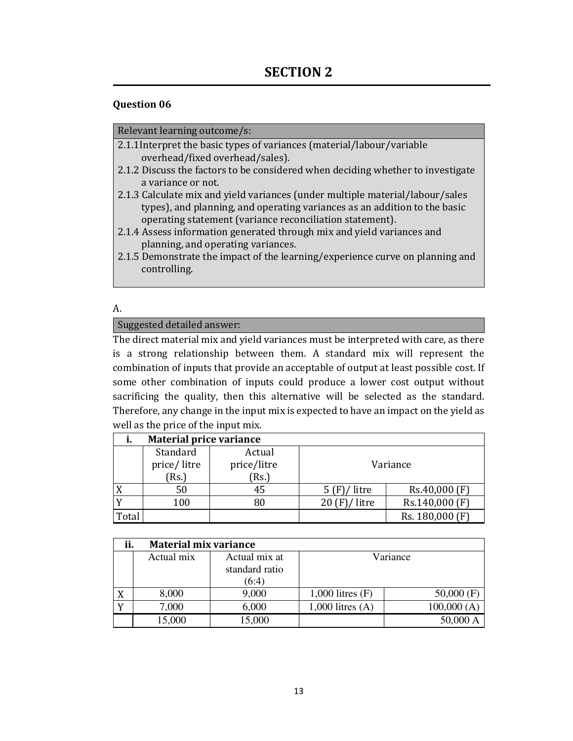# SECTION 2

**Question 06**

| Relevant learning outcome/s: |
|---|
| 2.1.1 Interpret the basic types of variances (material/labour/variable overhead/fixed overhead/sales). |
| 2.1.2 Discuss the factors to be considered when deciding whether to investigate a variance or not. |
| 2.1.3 Calculate mix and yield variances (under multiple material/labour/sales types), and planning, and operating variances as an addition to the basic operating statement (variance reconciliation statement). |
| 2.1.4 Assess information generated through mix and yield variances and planning, and operating variances. |
| 2.1.5 Demonstrate the impact of the learning/experience curve on planning and controlling. |

A.

**Suggested detailed answer:**

The direct material mix and yield variances must be interpreted with care, as there is a strong relationship between them. A standard mix will represent the combination of inputs that provide an acceptable of output at least possible cost. If some other combination of inputs could produce a lower cost output without sacrificing the quality, then this alternative will be selected as the standard. Therefore, any change in the input mix is expected to have an impact on the yield as well as the price of the input mix.

| **i. Material price variance** | | | | |
|---|---|---|---|---|
| | Standard price/ litre (Rs.) | Actual price/litre (Rs.) | Variance | |
| X | 50 | 45 | 5 (F)/ litre | Rs.40,000 (F) |
| Y | 100 | 80 | 20 (F)/ litre | Rs.140,000 (F) |
| Total | | | | Rs. 180,000 (F) |

| **ii. Material mix variance** | | | | |
|---|---|---|---|---|
| | Actual mix | Actual mix at standard ratio (6:4) | Variance | |
| X | 8,000 | 9,000 | 1,000 litres (F) | 50,000 (F) |
| Y | 7,000 | 6,000 | 1,000 litres (A) | 100,000 (A) |
| | 15,000 | 15,000 | | 50,000 A |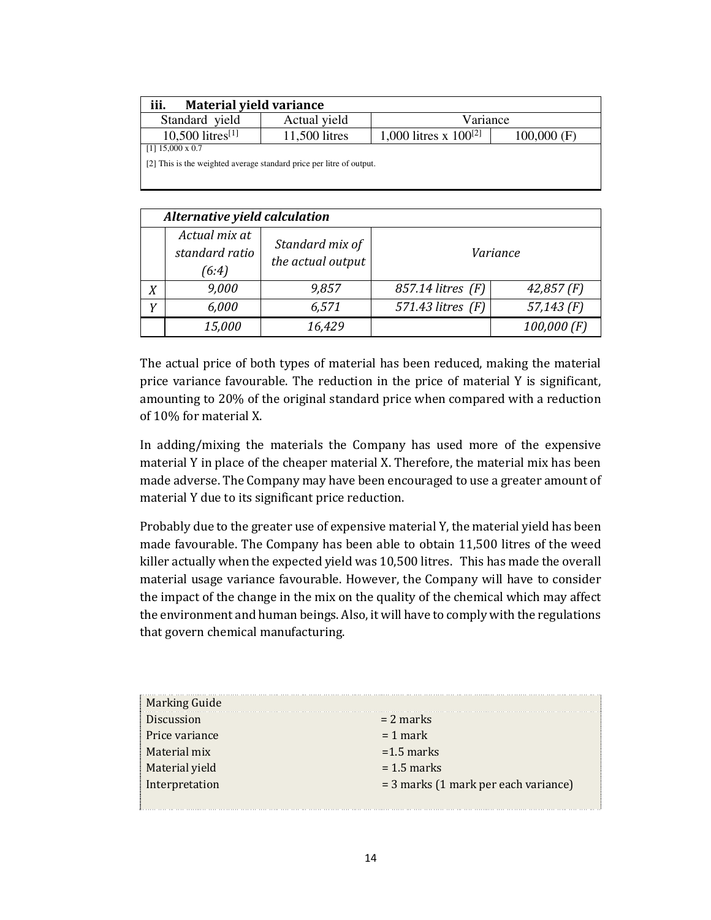| iii. Material yield variance | | | |
|---|---|---|---|
| Standard yield | Actual yield | Variance | |
| 10,500 litres[1] | 11,500 litres | 1,000 litres x 100[2] | 100,000 (F) |

[1] 15,000 x 0.7

[2] This is the weighted average standard price per litre of output.

| | *Alternative yield calculation* | | | |
|---|---|---|---|---|
| | *Actual mix at standard ratio (6:4)* | *Standard mix of the actual output* | *Variance* | |
| *X* | *9,000* | *9,857* | *857.14 litres (F)* | *42,857 (F)* |
| *Y* | *6,000* | *6,571* | *571.43 litres (F)* | *57,143 (F)* |
| | *15,000* | *16,429* | | *100,000 (F)* |

The actual price of both types of material has been reduced, making the material price variance favourable. The reduction in the price of material Y is significant, amounting to 20% of the original standard price when compared with a reduction of 10% for material X.

In adding/mixing the materials the Company has used more of the expensive material Y in place of the cheaper material X. Therefore, the material mix has been made adverse. The Company may have been encouraged to use a greater amount of material Y due to its significant price reduction.

Probably due to the greater use of expensive material Y, the material yield has been made favourable. The Company has been able to obtain 11,500 litres of the weed killer actually when the expected yield was 10,500 litres. This has made the overall material usage variance favourable. However, the Company will have to consider the impact of the change in the mix on the quality of the chemical which may affect the environment and human beings. Also, it will have to comply with the regulations that govern chemical manufacturing.

| Marking Guide | |
|---|---|
| Discussion | = 2 marks |
| Price variance | = 1 mark |
| Material mix | =1.5 marks |
| Material yield | = 1.5 marks |
| Interpretation | = 3 marks (1 mark per each variance) |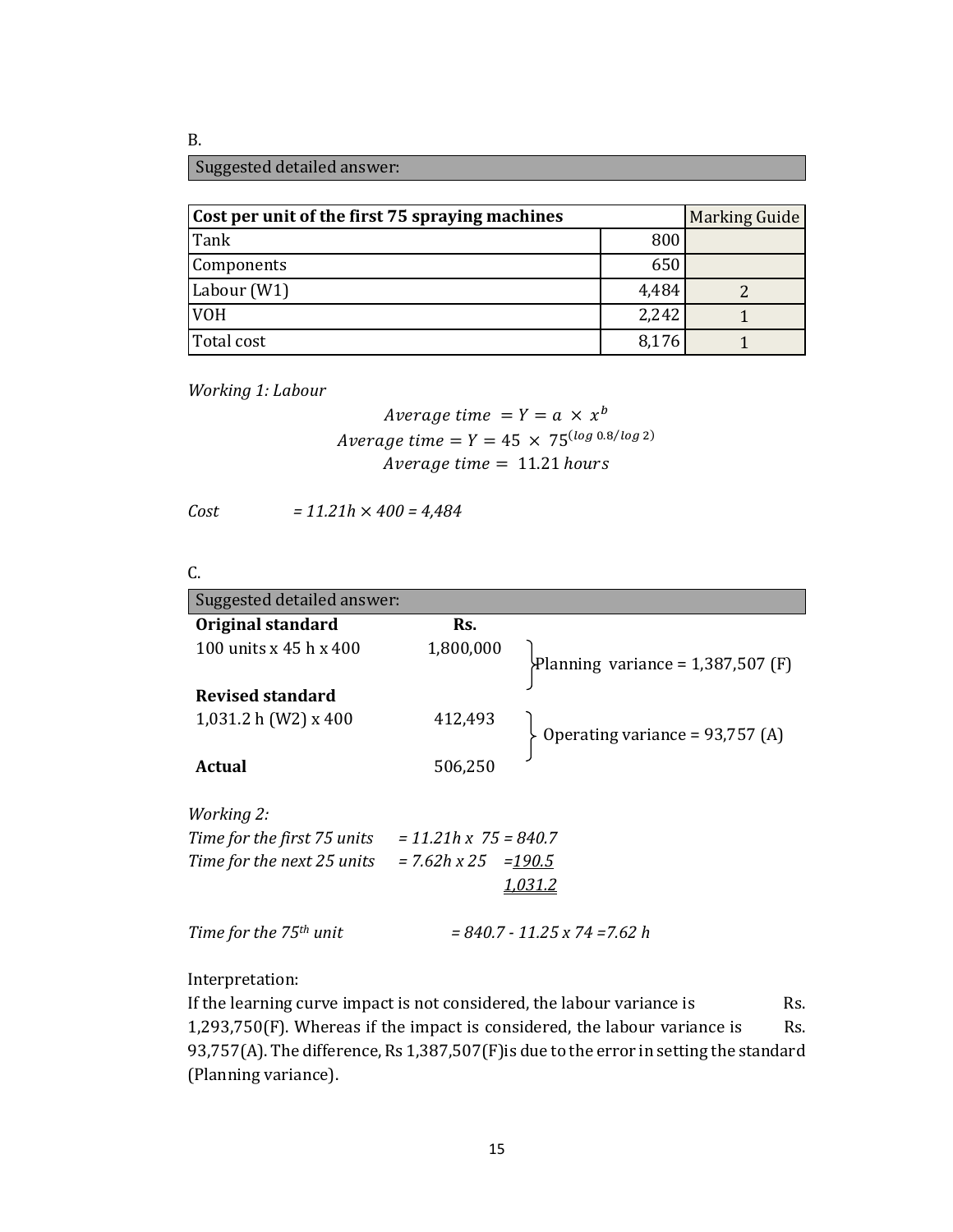B.

| Suggested detailed answer: |
|---|

| Cost per unit of the first 75 spraying machines | | Marking Guide |
|---|---|---|
| Tank | 800 | |
| Components | 650 | |
| Labour (W1) | 4,484 | 2 |
| VOH | 2,242 | 1 |
| Total cost | 8,176 | 1 |

*Working 1: Labour*

$$Average\ time\ = Y = a\ \times\ x^{b}$$
$$Average\ time = Y = 45\ \times\ 75^{(log\ 0.8/log\ 2)}$$
$$Average\ time =\ 11.21\ hours$$

*Cost = 11.21h × 400 = 4,484*

C.

| Suggested detailed answer: |
|---|

| | Rs. | |
|---|---|---|
| **Original standard** | | |
| 100 units x 45 h x 400 | 1,800,000 | Planning variance = 1,387,507 (F) |
| **Revised standard** | | |
| 1,031.2 h (W2) x 400 | 412,493 | Operating variance = 93,757 (A) |
| **Actual** | 506,250 | |

*Working 2:*

*Time for the first 75 units = 11.21h x 75 = 840.7*
*Time for the next 25 units = 7.62h x 25 = 190.5*
*1,031.2*

*Time for the 75th unit = 840.7 - 11.25 x 74 =7.62 h*

Interpretation:
If the learning curve impact is not considered, the labour variance is Rs. 1,293,750(F). Whereas if the impact is considered, the labour variance is Rs. 93,757(A). The difference, Rs 1,387,507(F)is due to the error in setting the standard (Planning variance).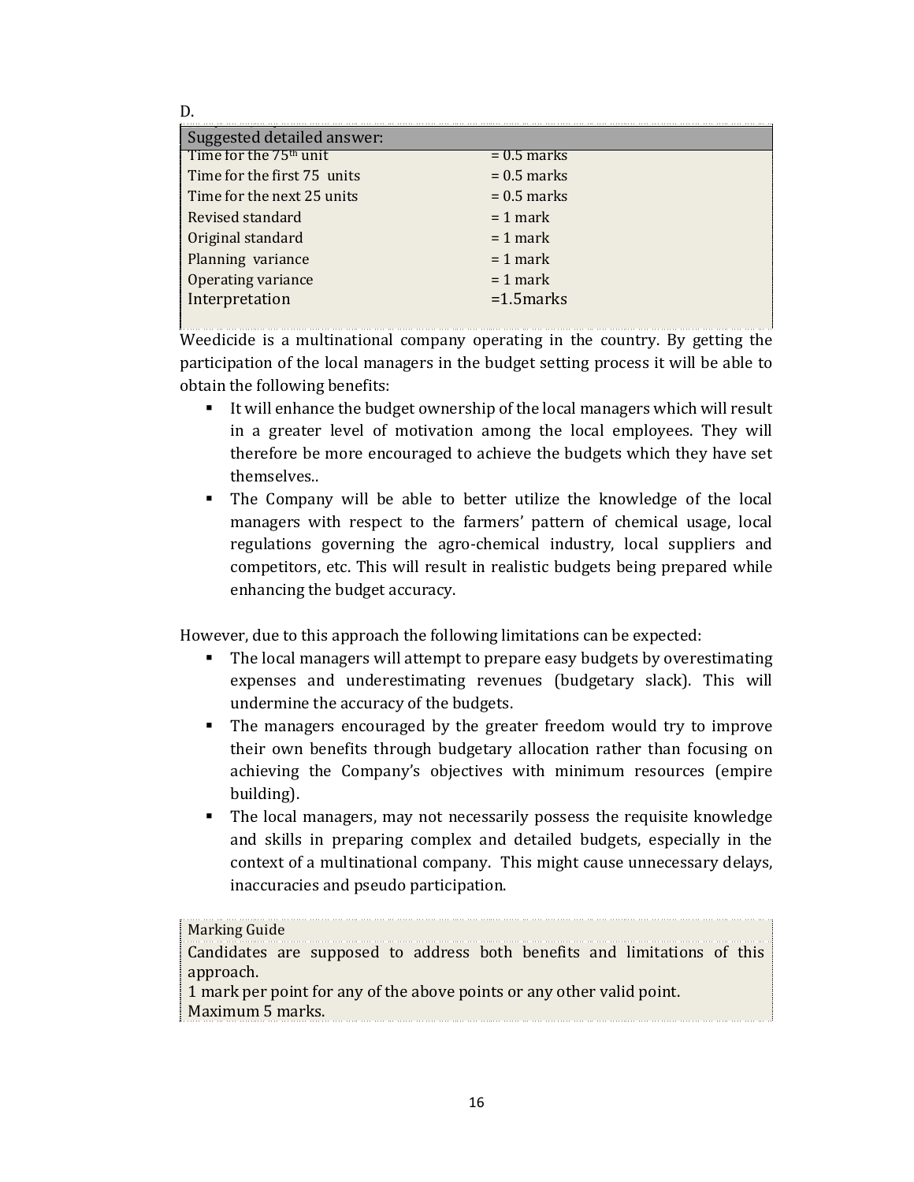D.

| Suggested detailed answer: | |
|---|---|
| Time for the $75^{th}$ unit | = 0.5 marks |
| Time for the first 75 units | = 0.5 marks |
| Time for the next 25 units | = 0.5 marks |
| Revised standard | = 1 mark |
| Original standard | = 1 mark |
| Planning variance | = 1 mark |
| Operating variance | = 1 mark |
| Interpretation | =1.5marks |

Weedicide is a multinational company operating in the country. By getting the participation of the local managers in the budget setting process it will be able to obtain the following benefits:

- It will enhance the budget ownership of the local managers which will result in a greater level of motivation among the local employees. They will therefore be more encouraged to achieve the budgets which they have set themselves..
- The Company will be able to better utilize the knowledge of the local managers with respect to the farmers' pattern of chemical usage, local regulations governing the agro-chemical industry, local suppliers and competitors, etc. This will result in realistic budgets being prepared while enhancing the budget accuracy.

However, due to this approach the following limitations can be expected:

- The local managers will attempt to prepare easy budgets by overestimating expenses and underestimating revenues (budgetary slack). This will undermine the accuracy of the budgets.
- The managers encouraged by the greater freedom would try to improve their own benefits through budgetary allocation rather than focusing on achieving the Company's objectives with minimum resources (empire building).
- The local managers, may not necessarily possess the requisite knowledge and skills in preparing complex and detailed budgets, especially in the context of a multinational company. This might cause unnecessary delays, inaccuracies and pseudo participation.

| Marking Guide |
|---|
| Candidates are supposed to address both benefits and limitations of this approach. |
| 1 mark per point for any of the above points or any other valid point. |
| Maximum 5 marks. |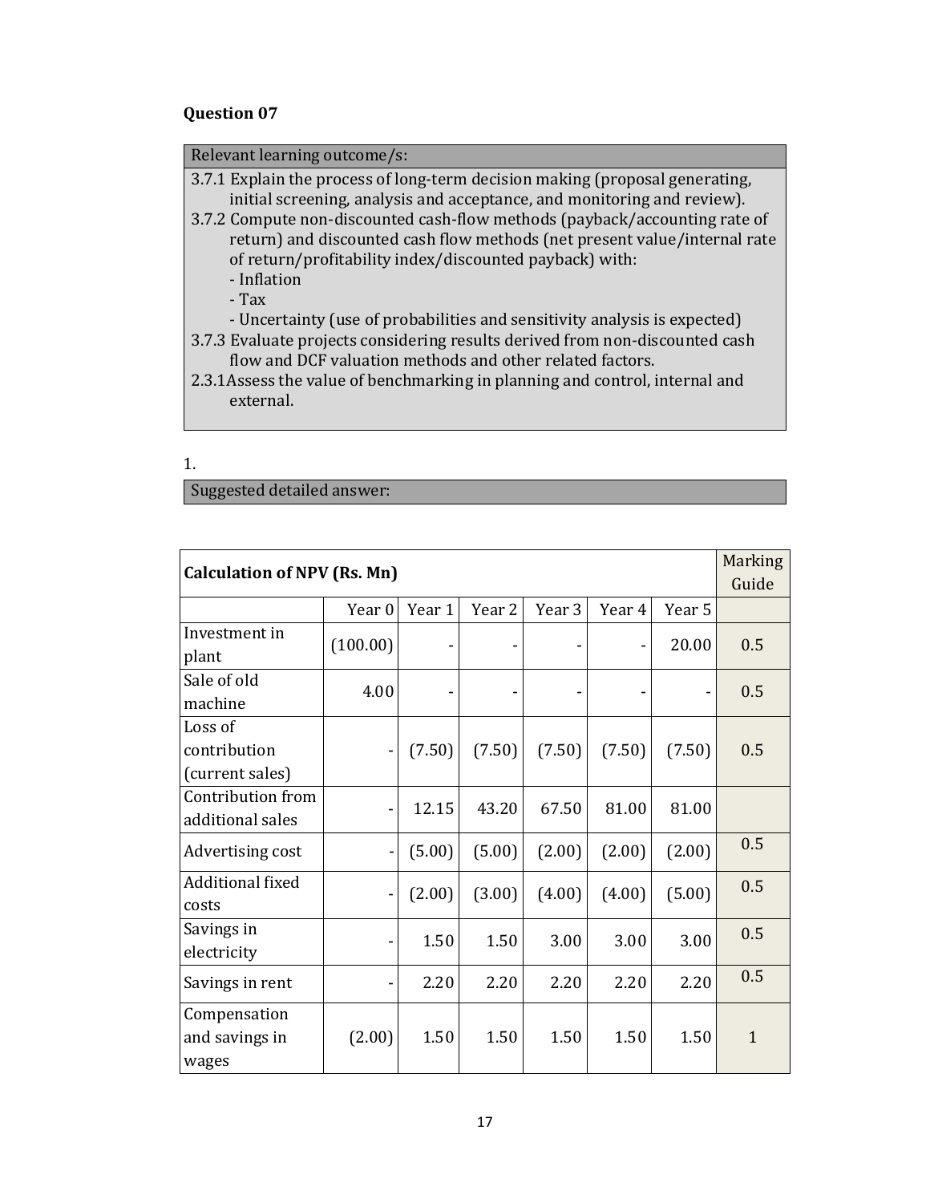**Question 07**

| Relevant learning outcome/s: |
|---|
| 3.7.1 Explain the process of long-term decision making (proposal generating, initial screening, analysis and acceptance, and monitoring and review).<br>3.7.2 Compute non-discounted cash-flow methods (payback/accounting rate of return) and discounted cash flow methods (net present value/internal rate of return/profitability index/discounted payback) with:<br>- Inflation<br>- Tax<br>- Uncertainty (use of probabilities and sensitivity analysis is expected)<br>3.7.3 Evaluate projects considering results derived from non-discounted cash flow and DCF valuation methods and other related factors.<br>2.3.1 Assess the value of benchmarking in planning and control, internal and external. |

1.

| Suggested detailed answer: |
|---|

| **Calculation of NPV (Rs. Mn)** | | | | | | | Marking Guide |
|---|---|---|---|---|---|---|---|
| | Year 0 | Year 1 | Year 2 | Year 3 | Year 4 | Year 5 | |
| Investment in plant | (100.00) | - | - | - | - | 20.00 | 0.5 |
| Sale of old machine | 4.00 | - | - | - | - | - | 0.5 |
| Loss of contribution (current sales) | - | (7.50) | (7.50) | (7.50) | (7.50) | (7.50) | 0.5 |
| Contribution from additional sales | - | 12.15 | 43.20 | 67.50 | 81.00 | 81.00 | |
| Advertising cost | - | (5.00) | (5.00) | (2.00) | (2.00) | (2.00) | 0.5 |
| Additional fixed costs | - | (2.00) | (3.00) | (4.00) | (4.00) | (5.00) | 0.5 |
| Savings in electricity | - | 1.50 | 1.50 | 3.00 | 3.00 | 3.00 | 0.5 |
| Savings in rent | - | 2.20 | 2.20 | 2.20 | 2.20 | 2.20 | 0.5 |
| Compensation and savings in wages | (2.00) | 1.50 | 1.50 | 1.50 | 1.50 | 1.50 | 1 |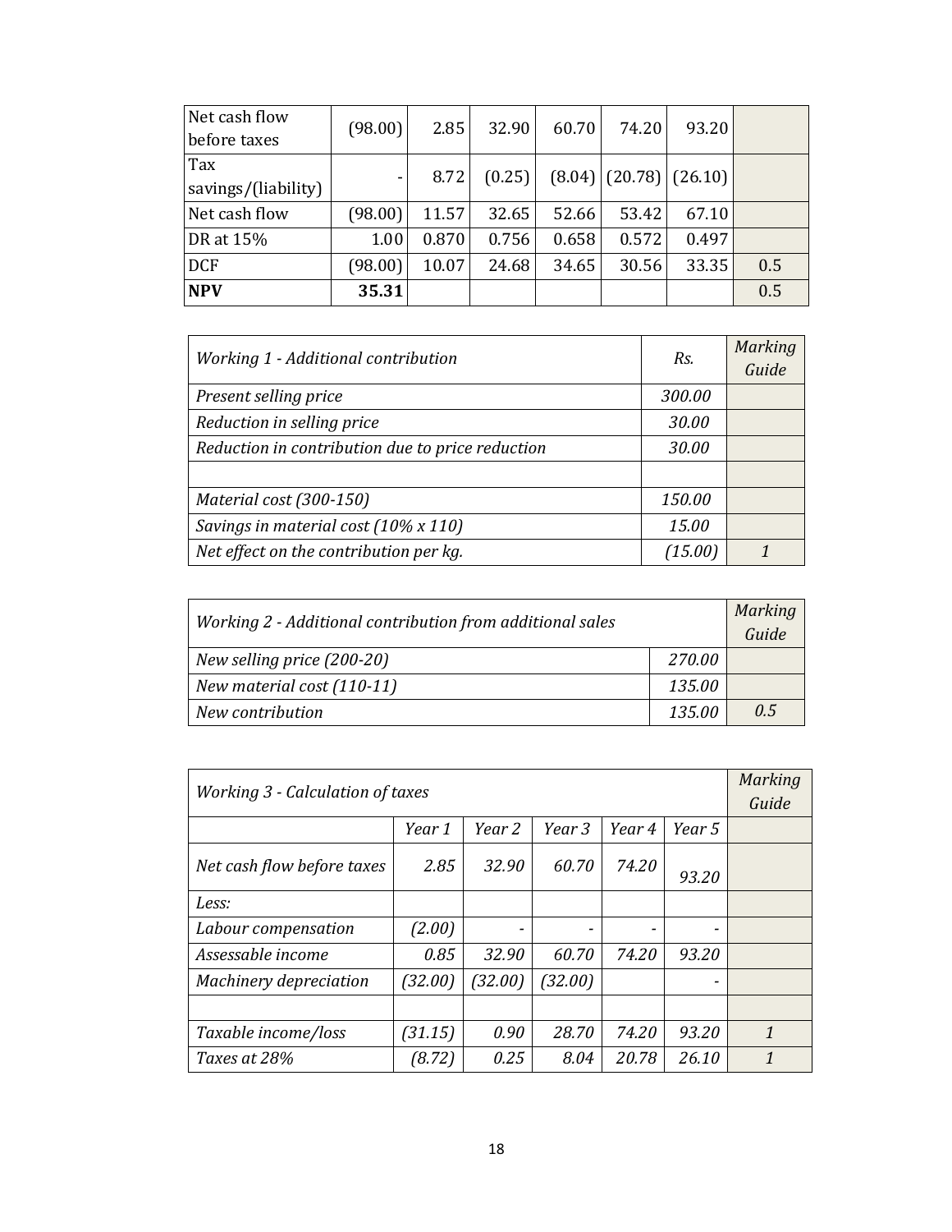| Net cash flow before taxes | (98.00) | 2.85 | 32.90 | 60.70 | 74.20 | 93.20 | |
|---|---|---|---|---|---|---|---|
| Tax savings/(liability) | - | 8.72 | (0.25) | (8.04) | (20.78) | (26.10) | |
| Net cash flow | (98.00) | 11.57 | 32.65 | 52.66 | 53.42 | 67.10 | |
| DR at 15% | 1.00 | 0.870 | 0.756 | 0.658 | 0.572 | 0.497 | |
| DCF | (98.00) | 10.07 | 24.68 | 34.65 | 30.56 | 33.35 | 0.5 |
| **NPV** | **35.31** | | | | | | 0.5 |

| *Working 1 - Additional contribution* | *Rs.* | *Marking Guide* |
|---|---|---|
| *Present selling price* | *300.00* | |
| *Reduction in selling price* | *30.00* | |
| *Reduction in contribution due to price reduction* | *30.00* | |
| | | |
| *Material cost (300-150)* | *150.00* | |
| *Savings in material cost (10% x 110)* | *15.00* | |
| *Net effect on the contribution per kg.* | *(15.00)* | *1* |

| *Working 2 - Additional contribution from additional sales* | | *Marking Guide* |
|---|---|---|
| *New selling price (200-20)* | *270.00* | |
| *New material cost (110-11)* | *135.00* | |
| *New contribution* | *135.00* | *0.5* |

| *Working 3 - Calculation of taxes* | | | | | | *Marking Guide* |
|---|---|---|---|---|---|---|
| | *Year 1* | *Year 2* | *Year 3* | *Year 4* | *Year 5* | |
| *Net cash flow before taxes* | *2.85* | *32.90* | *60.70* | *74.20* | *93.20* | |
| *Less:* | | | | | | |
| *Labour compensation* | *(2.00)* | - | - | - | - | |
| *Assessable income* | *0.85* | *32.90* | *60.70* | *74.20* | *93.20* | |
| *Machinery depreciation* | *(32.00)* | *(32.00)* | *(32.00)* | | - | |
| | | | | | | |
| *Taxable income/loss* | *(31.15)* | *0.90* | *28.70* | *74.20* | *93.20* | *1* |
| *Taxes at 28%* | *(8.72)* | *0.25* | *8.04* | *20.78* | *26.10* | *1* |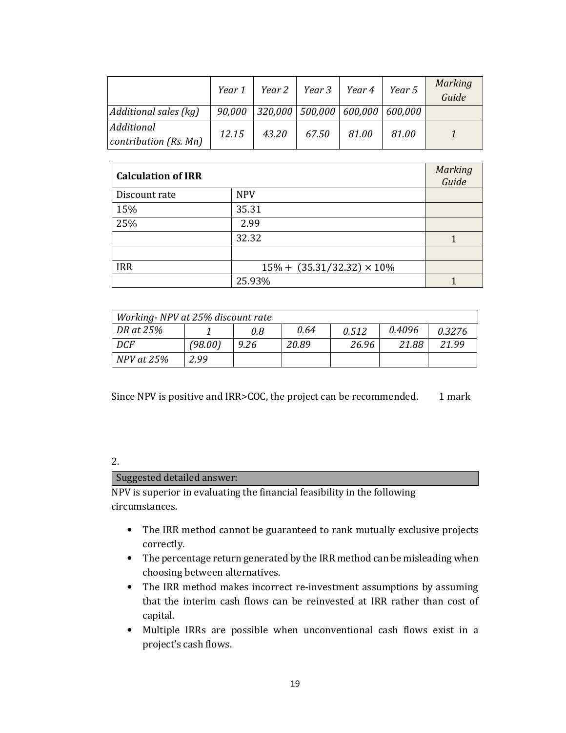|  | *Year 1* | *Year 2* | *Year 3* | *Year 4* | *Year 5* | *Marking Guide* |
|---|---|---|---|---|---|---|
| *Additional sales (kg)* | *90,000* | *320,000* | *500,000* | *600,000* | *600,000* |  |
| *Additional contribution (Rs. Mn)* | *12.15* | *43.20* | *67.50* | *81.00* | *81.00* | *1* |

| **Calculation of IRR** |  | *Marking Guide* |
|---|---|---|
| Discount rate | NPV |  |
| 15% | 35.31 |  |
| 25% | 2.99 |  |
|  | 32.32 | 1 |
|  |  |  |
| IRR | $15\% + (35.31/32.32) \times 10\%$ |  |
|  | 25.93% | 1 |

| *Working- NPV at 25% discount rate* |  |  |  |  |  |  |
|---|---|---|---|---|---|---|
| *DR at 25%* | *1* | *0.8* | *0.64* | *0.512* | *0.4096* | *0.3276* |
| *DCF* | *(98.00)* | *9.26* | *20.89* | *26.96* | *21.88* | *21.99* |
| *NPV at 25%* | *2.99* |  |  |  |  |  |

Since NPV is positive and IRR>COC, the project can be recommended. 1 mark

2.

| Suggested detailed answer: |
|---|

NPV is superior in evaluating the financial feasibility in the following circumstances.

- The IRR method cannot be guaranteed to rank mutually exclusive projects correctly.
- The percentage return generated by the IRR method can be misleading when choosing between alternatives.
- The IRR method makes incorrect re-investment assumptions by assuming that the interim cash flows can be reinvested at IRR rather than cost of capital.
- Multiple IRRs are possible when unconventional cash flows exist in a project's cash flows.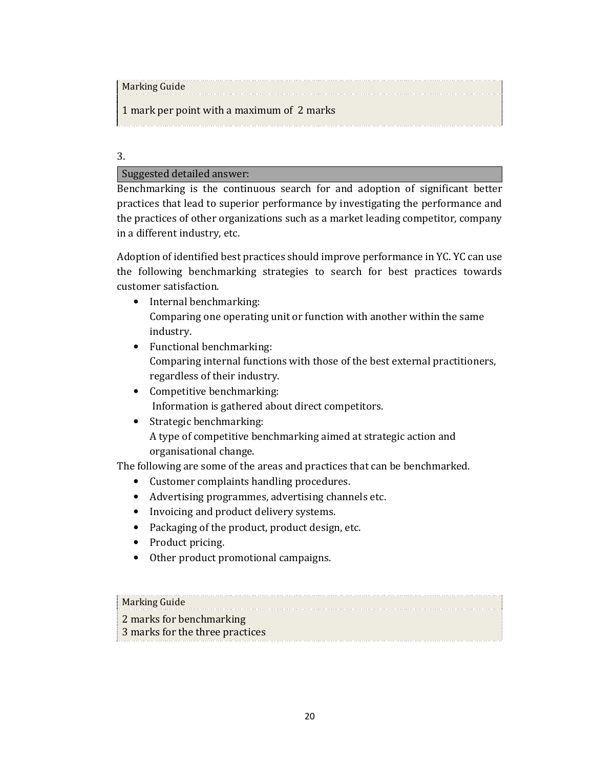Marking Guide

1 mark per point with a maximum of 2 marks

3.

Suggested detailed answer:

Benchmarking is the continuous search for and adoption of significant better practices that lead to superior performance by investigating the performance and the practices of other organizations such as a market leading competitor, company in a different industry, etc.

Adoption of identified best practices should improve performance in YC. YC can use the following benchmarking strategies to search for best practices towards customer satisfaction.

- Internal benchmarking:
  Comparing one operating unit or function with another within the same industry.
- Functional benchmarking:
  Comparing internal functions with those of the best external practitioners, regardless of their industry.
- Competitive benchmarking:
  Information is gathered about direct competitors.
- Strategic benchmarking:
  A type of competitive benchmarking aimed at strategic action and organisational change.

The following are some of the areas and practices that can be benchmarked.

- Customer complaints handling procedures.
- Advertising programmes, advertising channels etc.
- Invoicing and product delivery systems.
- Packaging of the product, product design, etc.
- Product pricing.
- Other product promotional campaigns.

Marking Guide

2 marks for benchmarking
3 marks for the three practices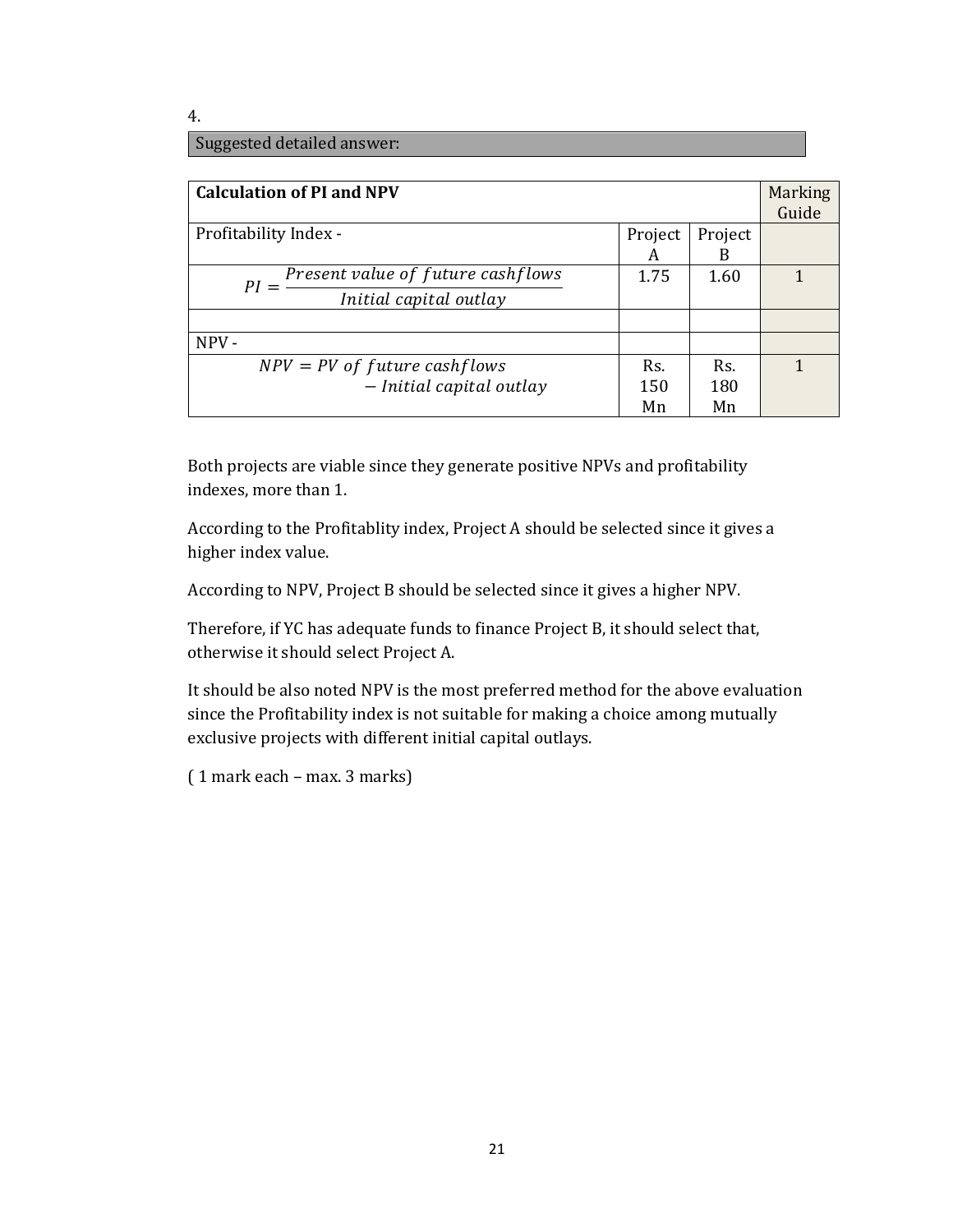4.

Suggested detailed answer:

| Calculation of PI and NPV | | | Marking Guide |
|---|---|---|---|
| Profitability Index - | Project A | Project B | |
| $PI = \frac{Present\ value\ of\ future\ cashflows}{Initial\ capital\ outlay}$ | 1.75 | 1.60 | 1 |
| | | | |
| NPV - | | | |
| $NPV = PV\ of\ future\ cashflows - Initial\ capital\ outlay$ | Rs. 150 Mn | Rs. 180 Mn | 1 |

Both projects are viable since they generate positive NPVs and profitability indexes, more than 1.

According to the Profitablity index, Project A should be selected since it gives a higher index value.

According to NPV, Project B should be selected since it gives a higher NPV.

Therefore, if YC has adequate funds to finance Project B, it should select that, otherwise it should select Project A.

It should be also noted NPV is the most preferred method for the above evaluation since the Profitability index is not suitable for making a choice among mutually exclusive projects with different initial capital outlays.

( 1 mark each – max. 3 marks)